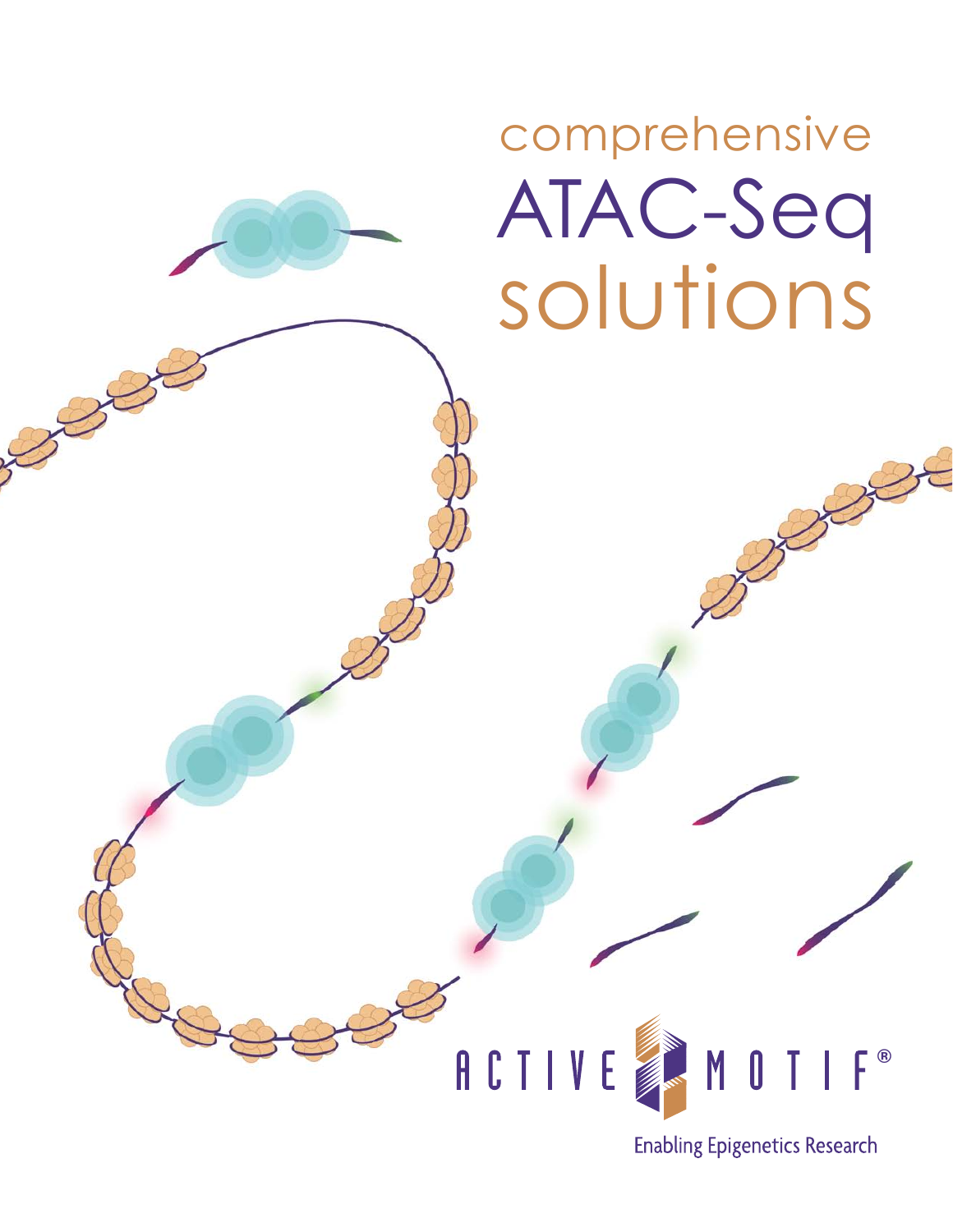# comprehensive ATAC-Seq solutions

ACTIVE MOTIF®

Enabling Epigenetics Research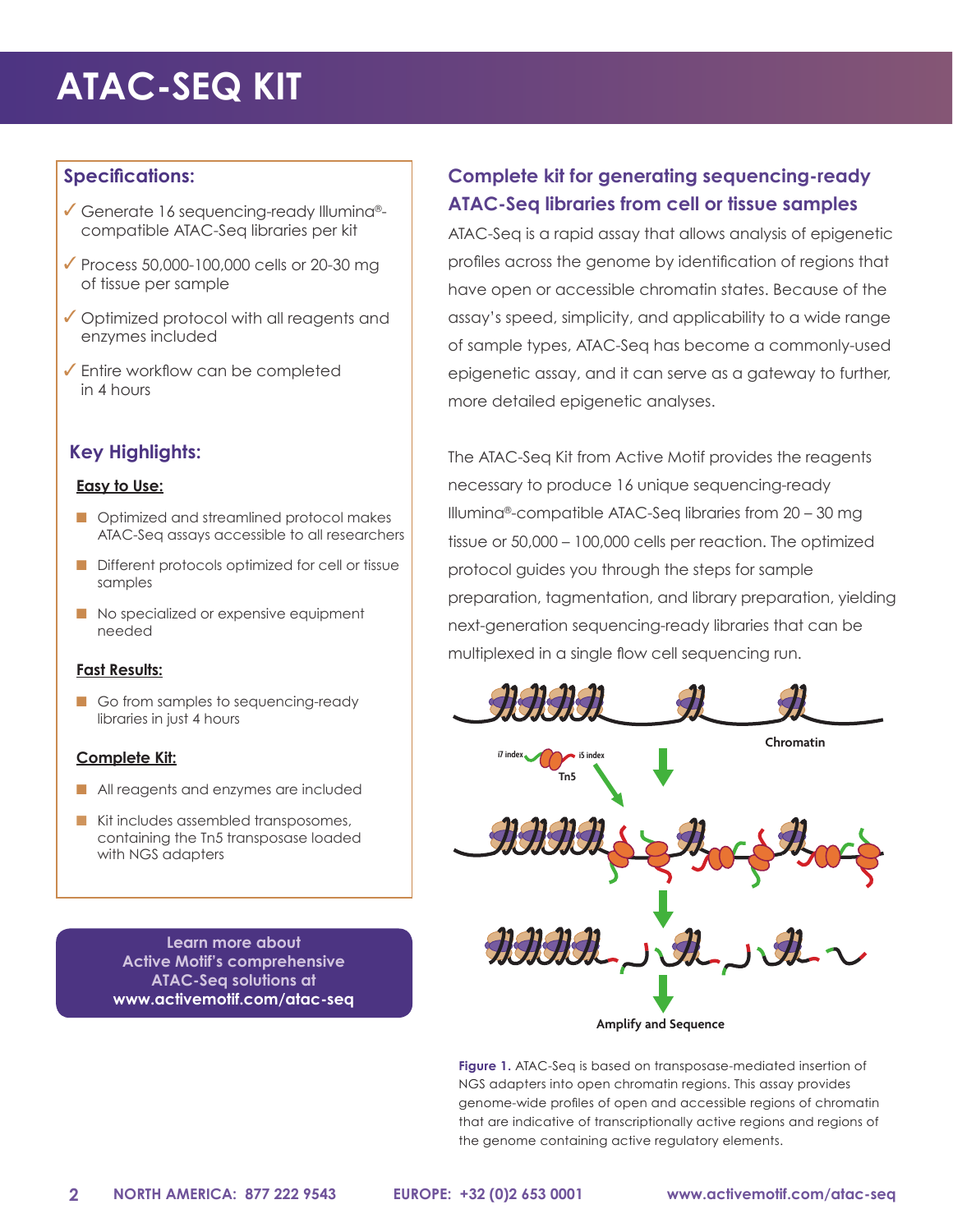# ATAC-SEQ KIT

## Specifications:

- ✓ Generate 16 sequencing-ready Illumina®-compatible ATAC-Seq libraries per kit
- ✓ Process 50,000-100,000 cells or 20-30 mg of tissue per sample
- ✓ Optimized protocol with all reagents and enzymes included
- ✓ Entire workflow can be completed in 4 hours

## Key Highlights:

**Easy to Use:**

- Optimized and streamlined protocol makes ATAC-Seq assays accessible to all researchers
- Different protocols optimized for cell or tissue samples
- No specialized or expensive equipment needed

**Fast Results:**

- Go from samples to sequencing-ready libraries in just 4 hours

**Complete Kit:**

- All reagents and enzymes are included
- Kit includes assembled transposomes, containing the Tn5 transposase loaded with NGS adapters

Learn more about Active Motif's comprehensive ATAC-Seq solutions at **www.activemotif.com/atac-seq**

## Complete kit for generating sequencing-ready ATAC-Seq libraries from cell or tissue samples

ATAC-Seq is a rapid assay that allows analysis of epigenetic profiles across the genome by identification of regions that have open or accessible chromatin states. Because of the assay's speed, simplicity, and applicability to a wide range of sample types, ATAC-Seq has become a commonly-used epigenetic assay, and it can serve as a gateway to further, more detailed epigenetic analyses.

The ATAC-Seq Kit from Active Motif provides the reagents necessary to produce 16 unique sequencing-ready Illumina®-compatible ATAC-Seq libraries from 20 – 30 mg tissue or 50,000 – 100,000 cells per reaction. The optimized protocol guides you through the steps for sample preparation, tagmentation, and library preparation, yielding next-generation sequencing-ready libraries that can be multiplexed in a single flow cell sequencing run.

**Figure 1.** ATAC-Seq is based on transposase-mediated insertion of NGS adapters into open chromatin regions. This assay provides genome-wide profiles of open and accessible regions of chromatin that are indicative of transcriptionally active regions and regions of the genome containing active regulatory elements.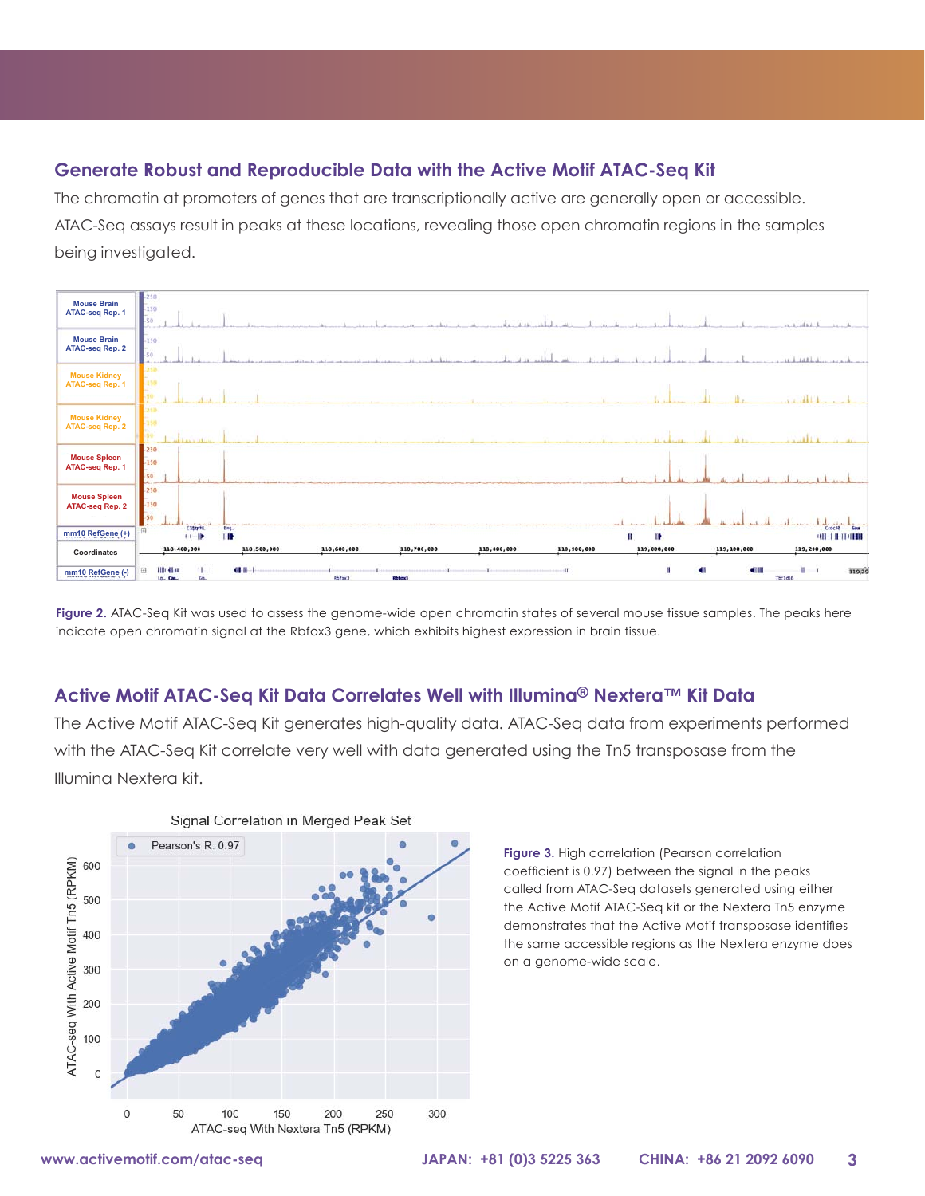## Generate Robust and Reproducible Data with the Active Motif ATAC-Seq Kit

The chromatin at promoters of genes that are transcriptionally active are generally open or accessible. ATAC-Seq assays result in peaks at these locations, revealing those open chromatin regions in the samples being investigated.

**Figure 2.** ATAC-Seq Kit was used to assess the genome-wide open chromatin states of several mouse tissue samples. The peaks here indicate open chromatin signal at the Rbfox3 gene, which exhibits highest expression in brain tissue.

## Active Motif ATAC-Seq Kit Data Correlates Well with Illumina® Nextera™ Kit Data

The Active Motif ATAC-Seq Kit generates high-quality data. ATAC-Seq data from experiments performed with the ATAC-Seq Kit correlate very well with data generated using the Tn5 transposase from the Illumina Nextera kit.

**Figure 3.** High correlation (Pearson correlation coefficient is 0.97) between the signal in the peaks called from ATAC-Seq datasets generated using either the Active Motif ATAC-Seq kit or the Nextera Tn5 enzyme demonstrates that the Active Motif transposase identifies the same accessible regions as the Nextera enzyme does on a genome-wide scale.

www.activemotif.com/atac-seq JAPAN: +81 (0)3 5225 363 CHINA: +86 21 2092 6090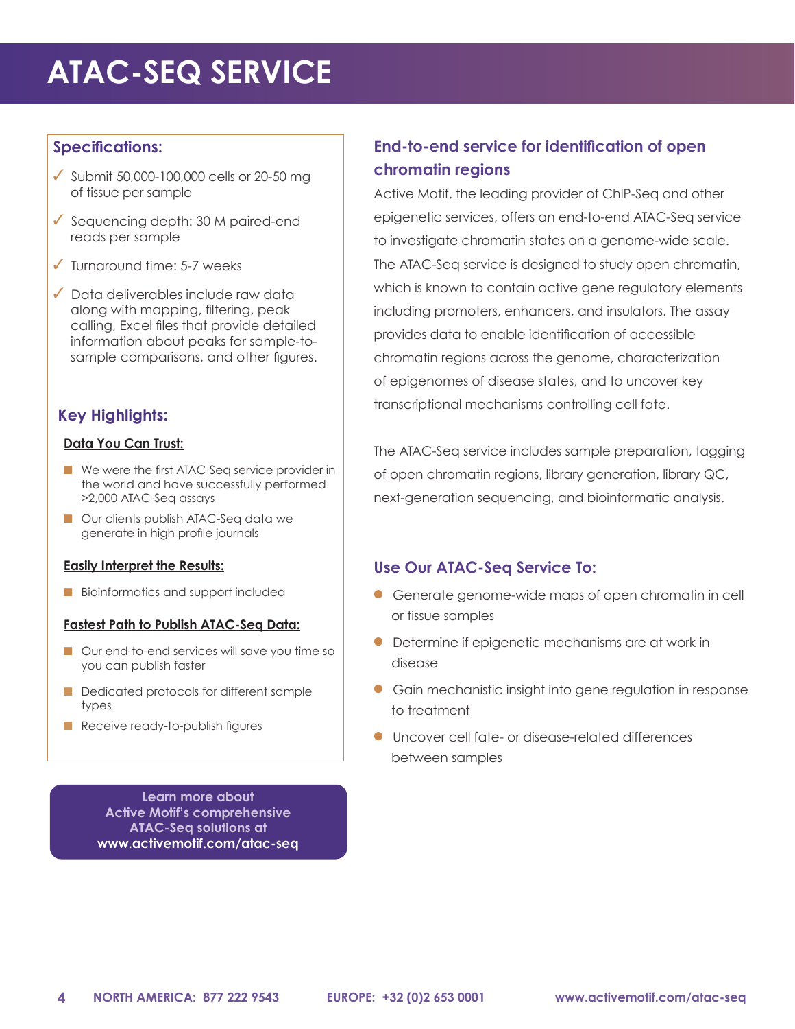# ATAC-SEQ SERVICE

## Specifications:

- ✓ Submit 50,000-100,000 cells or 20-50 mg of tissue per sample
- ✓ Sequencing depth: 30 M paired-end reads per sample
- ✓ Turnaround time: 5-7 weeks
- ✓ Data deliverables include raw data along with mapping, filtering, peak calling, Excel files that provide detailed information about peaks for sample-to-sample comparisons, and other figures.

## Key Highlights:

**Data You Can Trust:**

- We were the first ATAC-Seq service provider in the world and have successfully performed >2,000 ATAC-Seq assays
- Our clients publish ATAC-Seq data we generate in high profile journals

**Easily Interpret the Results:**

- Bioinformatics and support included

**Fastest Path to Publish ATAC-Seq Data:**

- Our end-to-end services will save you time so you can publish faster
- Dedicated protocols for different sample types
- Receive ready-to-publish figures

**Learn more about Active Motif's comprehensive ATAC-Seq solutions at www.activemotif.com/atac-seq**

## End-to-end service for identification of open chromatin regions

Active Motif, the leading provider of ChIP-Seq and other epigenetic services, offers an end-to-end ATAC-Seq service to investigate chromatin states on a genome-wide scale. The ATAC-Seq service is designed to study open chromatin, which is known to contain active gene regulatory elements including promoters, enhancers, and insulators. The assay provides data to enable identification of accessible chromatin regions across the genome, characterization of epigenomes of disease states, and to uncover key transcriptional mechanisms controlling cell fate.

The ATAC-Seq service includes sample preparation, tagging of open chromatin regions, library generation, library QC, next-generation sequencing, and bioinformatic analysis.

## Use Our ATAC-Seq Service To:

- Generate genome-wide maps of open chromatin in cell or tissue samples
- Determine if epigenetic mechanisms are at work in disease
- Gain mechanistic insight into gene regulation in response to treatment
- Uncover cell fate- or disease-related differences between samples

NORTH AMERICA: 877 222 9543 EUROPE: +32 (0)2 653 0001 www.activemotif.com/atac-seq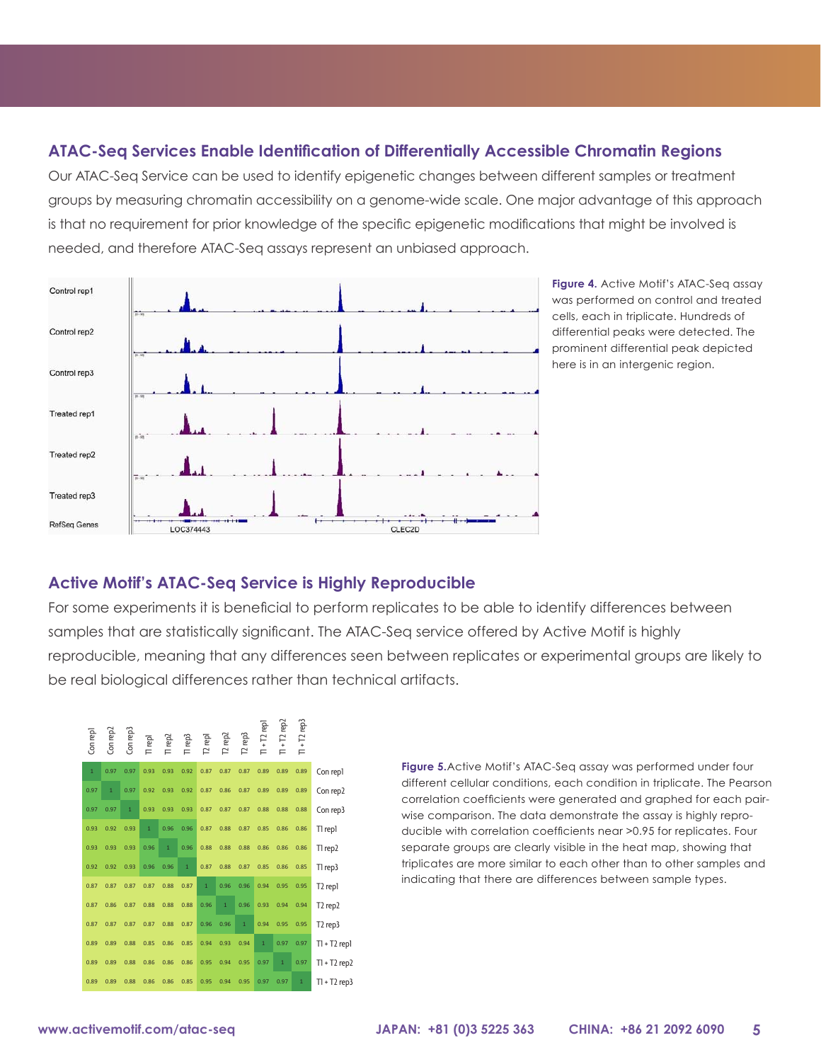## ATAC-Seq Services Enable Identification of Differentially Accessible Chromatin Regions

Our ATAC-Seq Service can be used to identify epigenetic changes between different samples or treatment groups by measuring chromatin accessibility on a genome-wide scale. One major advantage of this approach is that no requirement for prior knowledge of the specific epigenetic modifications that might be involved is needed, and therefore ATAC-Seq assays represent an unbiased approach.

**Figure 4.** Active Motif's ATAC-Seq assay was performed on control and treated cells, each in triplicate. Hundreds of differential peaks were detected. The prominent differential peak depicted here is in an intergenic region.

## Active Motif's ATAC-Seq Service is Highly Reproducible

For some experiments it is beneficial to perform replicates to be able to identify differences between samples that are statistically significant. The ATAC-Seq service offered by Active Motif is highly reproducible, meaning that any differences seen between replicates or experimental groups are likely to be real biological differences rather than technical artifacts.

| | Con rep1 | Con rep2 | Con rep3 | T1 rep1 | T1 rep2 | T1 rep3 | T2 rep1 | T2 rep2 | T2 rep3 | T1 + T2 rep1 | T1 + T2 rep2 | T1 + T2 rep3 |
|---|---|---|---|---|---|---|---|---|---|---|---|---|
| Con rep1 | 1 | 0.97 | 0.97 | 0.93 | 0.93 | 0.92 | 0.87 | 0.87 | 0.87 | 0.89 | 0.89 | 0.89 |
| Con rep2 | 0.97 | 1 | 0.97 | 0.92 | 0.93 | 0.92 | 0.87 | 0.86 | 0.87 | 0.89 | 0.89 | 0.89 |
| Con rep3 | 0.97 | 0.97 | 1 | 0.93 | 0.93 | 0.93 | 0.87 | 0.87 | 0.87 | 0.88 | 0.88 | 0.88 |
| T1 rep1 | 0.93 | 0.92 | 0.93 | 1 | 0.96 | 0.96 | 0.87 | 0.88 | 0.87 | 0.85 | 0.86 | 0.86 |
| T1 rep2 | 0.93 | 0.93 | 0.93 | 0.96 | 1 | 0.96 | 0.88 | 0.88 | 0.88 | 0.86 | 0.86 | 0.86 |
| T1 rep3 | 0.92 | 0.92 | 0.93 | 0.96 | 0.96 | 1 | 0.87 | 0.88 | 0.87 | 0.85 | 0.86 | 0.85 |
| T2 rep1 | 0.87 | 0.87 | 0.87 | 0.87 | 0.88 | 0.87 | 1 | 0.96 | 0.96 | 0.94 | 0.95 | 0.95 |
| T2 rep2 | 0.87 | 0.86 | 0.87 | 0.88 | 0.88 | 0.88 | 0.96 | 1 | 0.96 | 0.93 | 0.94 | 0.94 |
| T2 rep3 | 0.87 | 0.87 | 0.87 | 0.87 | 0.88 | 0.87 | 0.96 | 0.96 | 1 | 0.94 | 0.95 | 0.95 |
| T1 + T2 rep1 | 0.89 | 0.89 | 0.88 | 0.85 | 0.86 | 0.85 | 0.94 | 0.93 | 0.94 | 1 | 0.97 | 0.97 |
| T1 + T2 rep2 | 0.89 | 0.89 | 0.88 | 0.86 | 0.86 | 0.86 | 0.95 | 0.94 | 0.95 | 0.97 | 1 | 0.97 |
| T1 + T2 rep3 | 0.89 | 0.89 | 0.88 | 0.86 | 0.86 | 0.85 | 0.95 | 0.94 | 0.95 | 0.97 | 0.97 | 1 |

**Figure 5.** Active Motif's ATAC-Seq assay was performed under four different cellular conditions, each condition in triplicate. The Pearson correlation coefficients were generated and graphed for each pair-wise comparison. The data demonstrate the assay is highly reproducible with correlation coefficients near >0.95 for replicates. Four separate groups are clearly visible in the heat map, showing that triplicates are more similar to each other than to other samples and indicating that there are differences between sample types.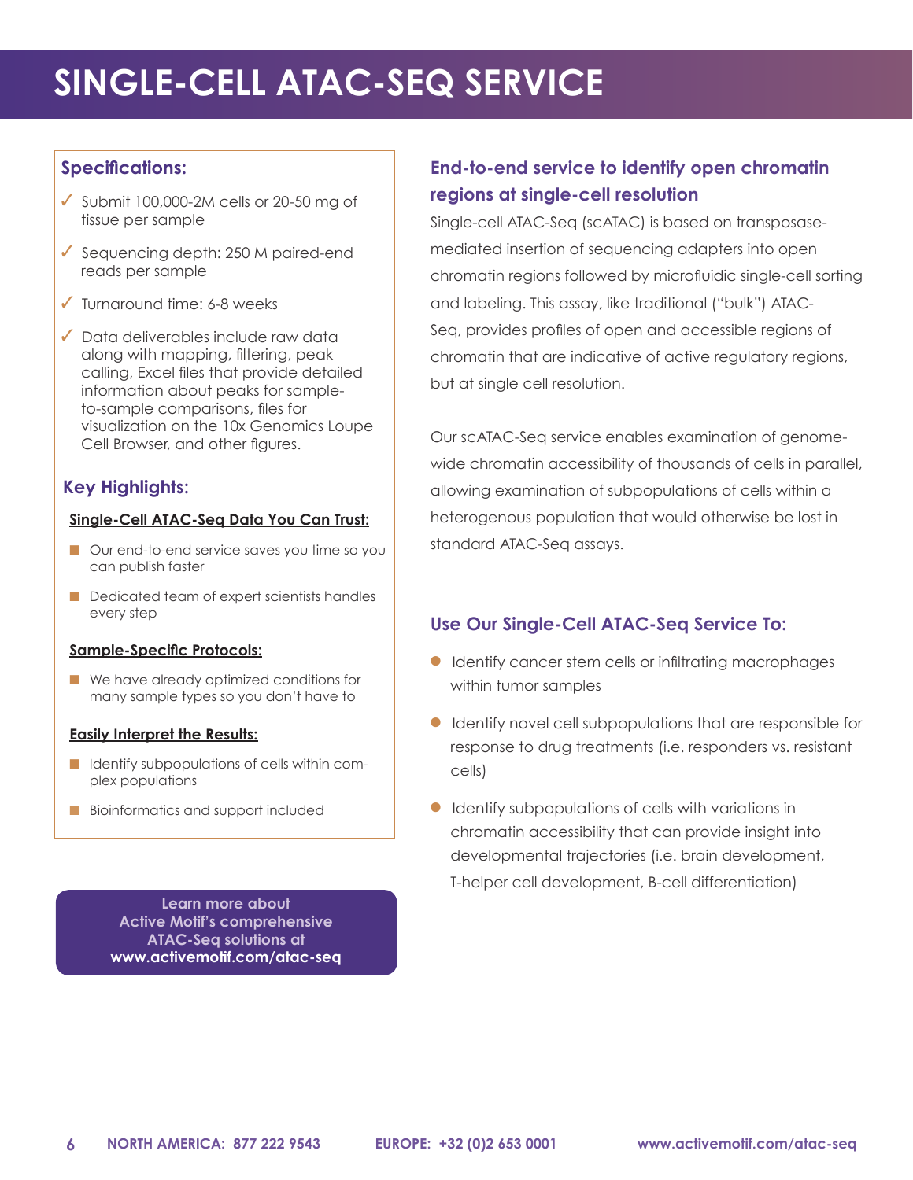# SINGLE-CELL ATAC-SEQ SERVICE

## Specifications:

- ✓ Submit 100,000-2M cells or 20-50 mg of tissue per sample
- ✓ Sequencing depth: 250 M paired-end reads per sample
- ✓ Turnaround time: 6-8 weeks
- ✓ Data deliverables include raw data along with mapping, filtering, peak calling, Excel files that provide detailed information about peaks for sample-to-sample comparisons, files for visualization on the 10x Genomics Loupe Cell Browser, and other figures.

## Key Highlights:

**Single-Cell ATAC-Seq Data You Can Trust:**

- Our end-to-end service saves you time so you can publish faster
- Dedicated team of expert scientists handles every step

**Sample-Specific Protocols:**

- We have already optimized conditions for many sample types so you don't have to

**Easily Interpret the Results:**

- Identify subpopulations of cells within complex populations
- Bioinformatics and support included

**Learn more about Active Motif's comprehensive ATAC-Seq solutions at www.activemotif.com/atac-seq**

## End-to-end service to identify open chromatin regions at single-cell resolution

Single-cell ATAC-Seq (scATAC) is based on transposase-mediated insertion of sequencing adapters into open chromatin regions followed by microfluidic single-cell sorting and labeling. This assay, like traditional ("bulk") ATAC-Seq, provides profiles of open and accessible regions of chromatin that are indicative of active regulatory regions, but at single cell resolution.

Our scATAC-Seq service enables examination of genome-wide chromatin accessibility of thousands of cells in parallel, allowing examination of subpopulations of cells within a heterogenous population that would otherwise be lost in standard ATAC-Seq assays.

## Use Our Single-Cell ATAC-Seq Service To:

- Identify cancer stem cells or infiltrating macrophages within tumor samples
- Identify novel cell subpopulations that are responsible for response to drug treatments (i.e. responders vs. resistant cells)
- Identify subpopulations of cells with variations in chromatin accessibility that can provide insight into developmental trajectories (i.e. brain development, T-helper cell development, B-cell differentiation)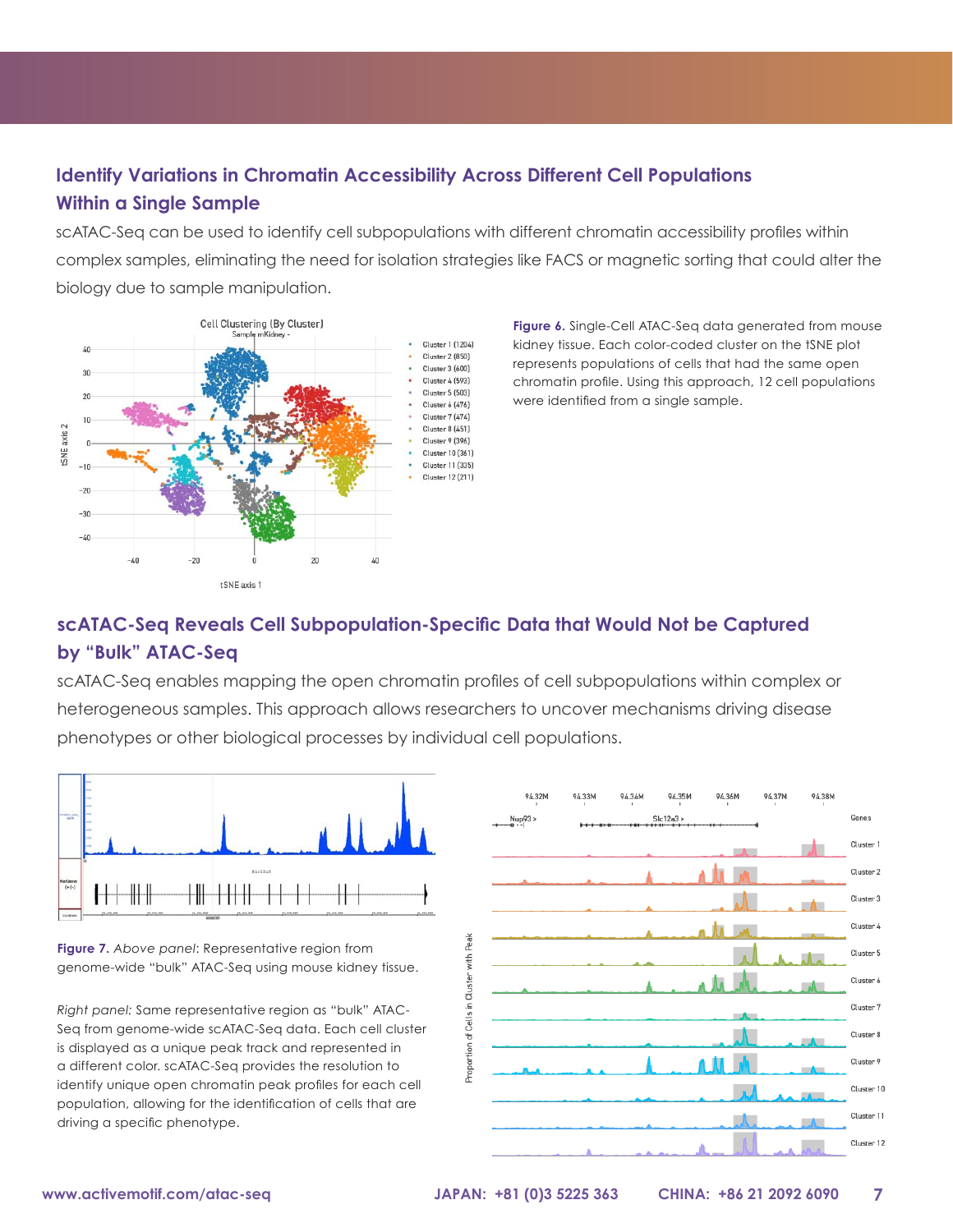## Identify Variations in Chromatin Accessibility Across Different Cell Populations Within a Single Sample

scATAC-Seq can be used to identify cell subpopulations with different chromatin accessibility profiles within complex samples, eliminating the need for isolation strategies like FACS or magnetic sorting that could alter the biology due to sample manipulation.

**Figure 6.** Single-Cell ATAC-Seq data generated from mouse kidney tissue. Each color-coded cluster on the tSNE plot represents populations of cells that had the same open chromatin profile. Using this approach, 12 cell populations were identified from a single sample.

## scATAC-Seq Reveals Cell Subpopulation-Specific Data that Would Not be Captured by "Bulk" ATAC-Seq

scATAC-Seq enables mapping the open chromatin profiles of cell subpopulations within complex or heterogeneous samples. This approach allows researchers to uncover mechanisms driving disease phenotypes or other biological processes by individual cell populations.

**Figure 7.** *Above panel*: Representative region from genome-wide "bulk" ATAC-Seq using mouse kidney tissue.

*Right panel:* Same representative region as "bulk" ATAC-Seq from genome-wide scATAC-Seq data. Each cell cluster is displayed as a unique peak track and represented in a different color. scATAC-Seq provides the resolution to identify unique open chromatin peak profiles for each cell population, allowing for the identification of cells that are driving a specific phenotype.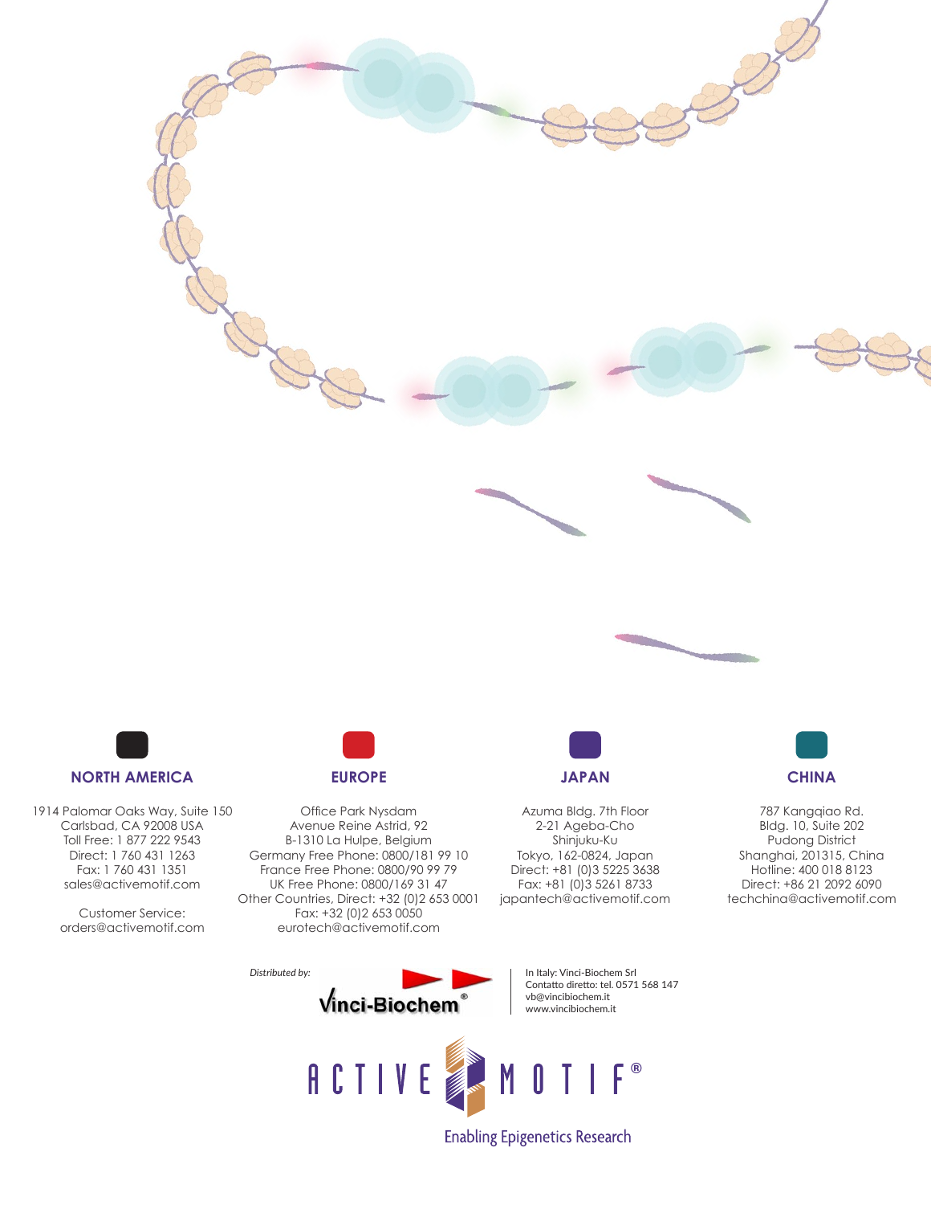## NORTH AMERICA

1914 Palomar Oaks Way, Suite 150
Carlsbad, CA 92008 USA
Toll Free: 1 877 222 9543
Direct: 1 760 431 1263
Fax: 1 760 431 1351
sales@activemotif.com

Customer Service:
orders@activemotif.com

## EUROPE

Office Park Nysdam
Avenue Reine Astrid, 92
B-1310 La Hulpe, Belgium
Germany Free Phone: 0800/181 99 10
France Free Phone: 0800/90 99 79
UK Free Phone: 0800/169 31 47
Other Countries, Direct: +32 (0)2 653 0001
Fax: +32 (0)2 653 0050
eurotech@activemotif.com

## JAPAN

Azuma Bldg. 7th Floor
2-21 Ageba-Cho
Shinjuku-Ku
Tokyo, 162-0824, Japan
Direct: +81 (0)3 5225 3638
Fax: +81 (0)3 5261 8733
japantech@activemotif.com

## CHINA

787 Kangqiao Rd.
Bldg. 10, Suite 202
Pudong District
Shanghai, 201315, China
Hotline: 400 018 8123
Direct: +86 21 2092 6090
techchina@activemotif.com

*Distributed by:*

Vinci-Biochem®

In Italy: Vinci-Biochem Srl
Contatto diretto: tel. 0571 568 147
vb@vincibiochem.it
www.vincibiochem.it

ACTIVE MOTIF®

Enabling Epigenetics Research